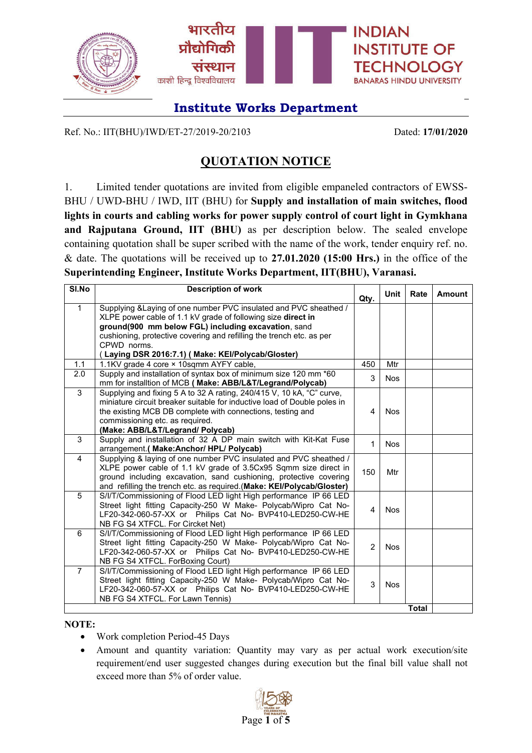भारतीय प्रौद्योगिकी संस्थान काशी हिन्दू विश्वविद्यालय

INDIAN INSTITUTE OF TECHNOLOGY BANARAS HINDU UNIVERSITY

## Institute Works Department

Ref. No.: IIT(BHU)/IWD/ET-27/2019-20/2103 Dated: **17/01/2020**

## QUOTATION NOTICE

1. Limited tender quotations are invited from eligible empaneled contractors of EWSS-BHU / UWD-BHU / IWD, IIT (BHU) for **Supply and installation of main switches, flood lights in courts and cabling works for power supply control of court light in Gymkhana and Rajputana Ground, IIT (BHU)** as per description below. The sealed envelope containing quotation shall be super scribed with the name of the work, tender enquiry ref. no. & date. The quotations will be received up to **27.01.2020 (15:00 Hrs.)** in the office of the **Superintending Engineer, Institute Works Department, IIT(BHU), Varanasi.**

| Sl.No | Description of work | Qty. | Unit | Rate | Amount |
|---|---|---|---|---|---|
| 1 | Supplying &Laying of one number PVC insulated and PVC sheathed / XLPE power cable of 1.1 kV grade of following size **direct in ground(900 mm below FGL) including excavation**, sand cushioning, protective covering and refilling the trench etc. as per CPWD norms. **( Laying DSR 2016:7.1) ( Make: KEI/Polycab/Gloster)** | | | | |
| 1.1 | 1.1KV grade 4 core × 10sqmm AYFY cable, | 450 | Mtr | | |
| 2.0 | Supply and installation of syntax box of minimum size 120 mm *60 mm for installtion of MCB **( Make: ABB/L&T/Legrand/Polycab)** | 3 | Nos | | |
| 3 | Supplying and fixing 5 A to 32 A rating, 240/415 V, 10 kA, "C" curve, miniature circuit breaker suitable for inductive load of Double poles in the existing MCB DB complete with connections, testing and commissioning etc. as required. **(Make: ABB/L&T/Legrand/ Polycab)** | 4 | Nos | | |
| 3 | Supply and installation of 32 A DP main switch with Kit-Kat Fuse arrangement.**( Make:Anchor/ HPL/ Polycab)** | 1 | Nos | | |
| 4 | Supplying & laying of one number PVC insulated and PVC sheathed / XLPE power cable of 1.1 kV grade of 3.5Cx95 Sqmm size direct in ground including excavation, sand cushioning, protective covering and refilling the trench etc. as required.**(Make: KEI/Polycab/Gloster)** | 150 | Mtr | | |
| 5 | S/I/T/Commissioning of Flood LED light High performance IP 66 LED Street light fitting Capacity-250 W Make- Polycab/Wipro Cat No- LF20-342-060-57-XX or Philips Cat No- BVP410-LED250-CW-HE NB FG S4 XTFCL. For Circket Net) | 4 | Nos | | |
| 6 | S/I/T/Commissioning of Flood LED light High performance IP 66 LED Street light fitting Capacity-250 W Make- Polycab/Wipro Cat No- LF20-342-060-57-XX or Philips Cat No- BVP410-LED250-CW-HE NB FG S4 XTFCL. ForBoxing Court) | 2 | Nos | | |
| 7 | S/I/T/Commissioning of Flood LED light High performance IP 66 LED Street light fitting Capacity-250 W Make- Polycab/Wipro Cat No- LF20-342-060-57-XX or Philips Cat No- BVP410-LED250-CW-HE NB FG S4 XTFCL. For Lawn Tennis) | 3 | Nos | | |
| | | | | **Total** | |

**NOTE:**

- Work completion Period-45 Days
- Amount and quantity variation: Quantity may vary as per actual work execution/site requirement/end user suggested changes during execution but the final bill value shall not exceed more than 5% of order value.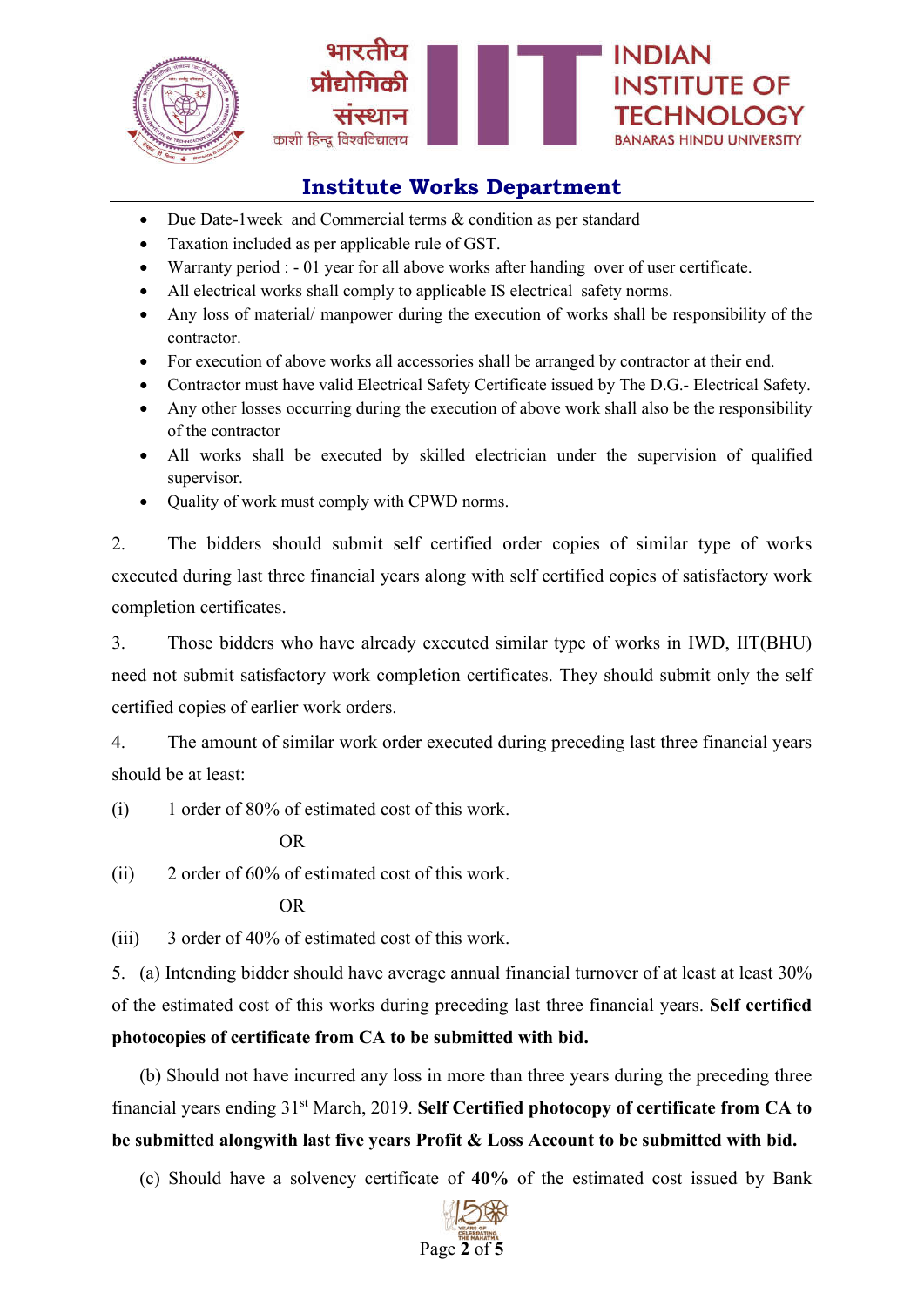## Institute Works Department

- Due Date-1week and Commercial terms & condition as per standard
- Taxation included as per applicable rule of GST.
- Warranty period : - 01 year for all above works after handing over of user certificate.
- All electrical works shall comply to applicable IS electrical safety norms.
- Any loss of material/ manpower during the execution of works shall be responsibility of the contractor.
- For execution of above works all accessories shall be arranged by contractor at their end.
- Contractor must have valid Electrical Safety Certificate issued by The D.G.- Electrical Safety.
- Any other losses occurring during the execution of above work shall also be the responsibility of the contractor
- All works shall be executed by skilled electrician under the supervision of qualified supervisor.
- Quality of work must comply with CPWD norms.

2. The bidders should submit self certified order copies of similar type of works executed during last three financial years along with self certified copies of satisfactory work completion certificates.

3. Those bidders who have already executed similar type of works in IWD, IIT(BHU) need not submit satisfactory work completion certificates. They should submit only the self certified copies of earlier work orders.

4. The amount of similar work order executed during preceding last three financial years should be at least:

(i) 1 order of 80% of estimated cost of this work.

OR

(ii) 2 order of 60% of estimated cost of this work.

OR

(iii) 3 order of 40% of estimated cost of this work.

5. (a) Intending bidder should have average annual financial turnover of at least at least 30% of the estimated cost of this works during preceding last three financial years. **Self certified photocopies of certificate from CA to be submitted with bid.**

(b) Should not have incurred any loss in more than three years during the preceding three financial years ending 31st March, 2019. **Self Certified photocopy of certificate from CA to be submitted alongwith last five years Profit & Loss Account to be submitted with bid.**

(c) Should have a solvency certificate of **40%** of the estimated cost issued by Bank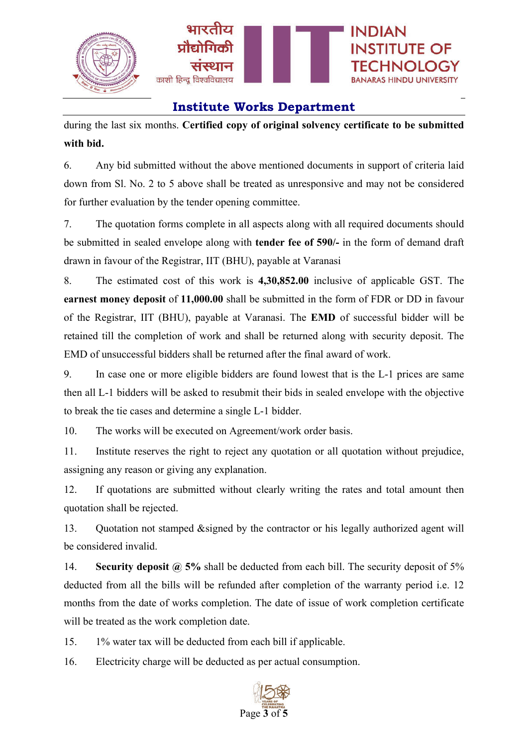during the last six months. **Certified copy of original solvency certificate to be submitted with bid.**

6. Any bid submitted without the above mentioned documents in support of criteria laid down from Sl. No. 2 to 5 above shall be treated as unresponsive and may not be considered for further evaluation by the tender opening committee.

7. The quotation forms complete in all aspects along with all required documents should be submitted in sealed envelope along with **tender fee of 590/-** in the form of demand draft drawn in favour of the Registrar, IIT (BHU), payable at Varanasi

8. The estimated cost of this work is **4,30,852.00** inclusive of applicable GST. The **earnest money deposit** of **11,000.00** shall be submitted in the form of FDR or DD in favour of the Registrar, IIT (BHU), payable at Varanasi. The **EMD** of successful bidder will be retained till the completion of work and shall be returned along with security deposit. The EMD of unsuccessful bidders shall be returned after the final award of work.

9. In case one or more eligible bidders are found lowest that is the L-1 prices are same then all L-1 bidders will be asked to resubmit their bids in sealed envelope with the objective to break the tie cases and determine a single L-1 bidder.

10. The works will be executed on Agreement/work order basis.

11. Institute reserves the right to reject any quotation or all quotation without prejudice, assigning any reason or giving any explanation.

12. If quotations are submitted without clearly writing the rates and total amount then quotation shall be rejected.

13. Quotation not stamped &signed by the contractor or his legally authorized agent will be considered invalid.

14. **Security deposit @ 5%** shall be deducted from each bill. The security deposit of 5% deducted from all the bills will be refunded after completion of the warranty period i.e. 12 months from the date of works completion. The date of issue of work completion certificate will be treated as the work completion date.

15. 1% water tax will be deducted from each bill if applicable.

16. Electricity charge will be deducted as per actual consumption.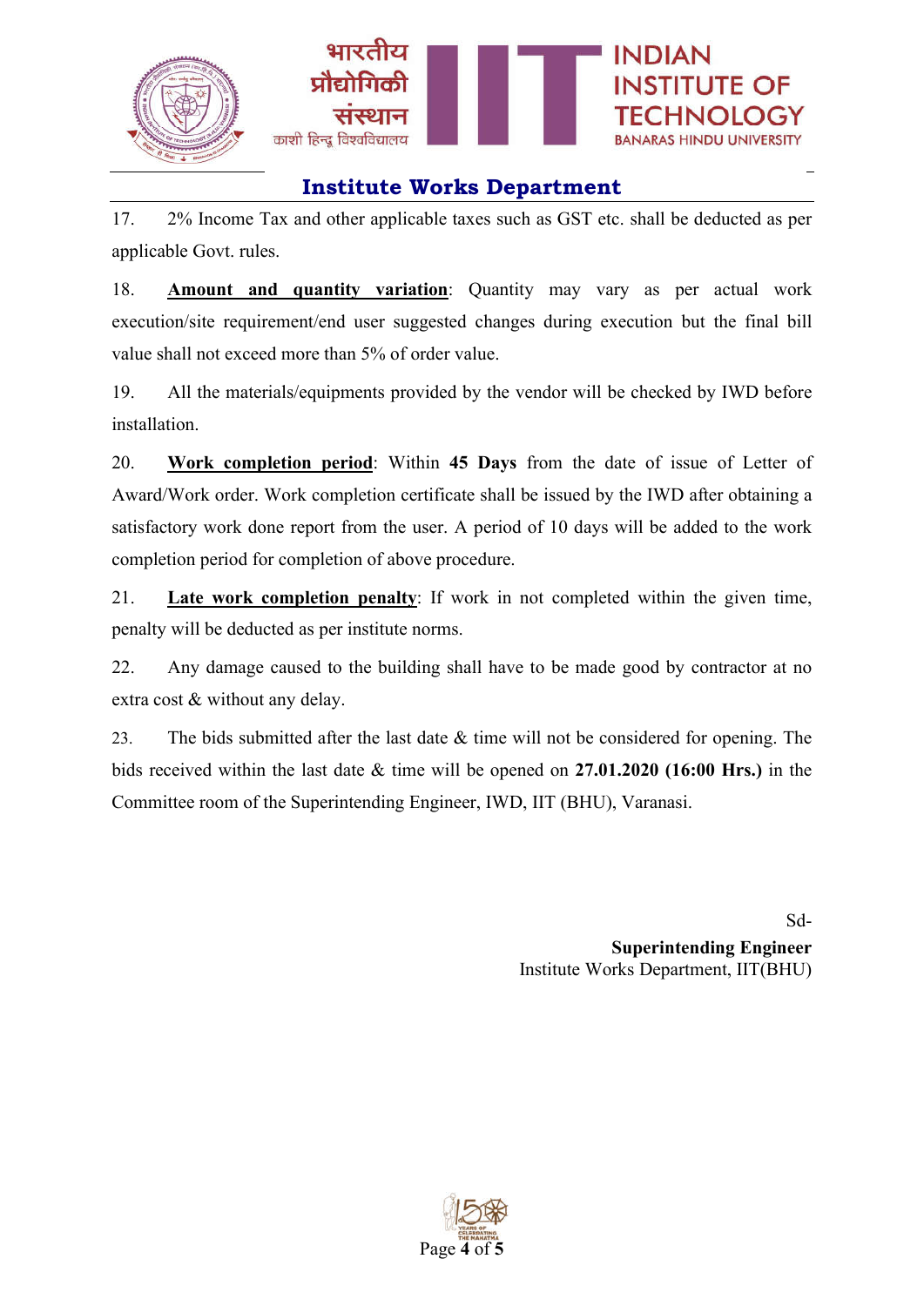17. 2% Income Tax and other applicable taxes such as GST etc. shall be deducted as per applicable Govt. rules.

18. **Amount and quantity variation**: Quantity may vary as per actual work execution/site requirement/end user suggested changes during execution but the final bill value shall not exceed more than 5% of order value.

19. All the materials/equipments provided by the vendor will be checked by IWD before installation.

20. **Work completion period**: Within **45 Days** from the date of issue of Letter of Award/Work order. Work completion certificate shall be issued by the IWD after obtaining a satisfactory work done report from the user. A period of 10 days will be added to the work completion period for completion of above procedure.

21. **Late work completion penalty**: If work in not completed within the given time, penalty will be deducted as per institute norms.

22. Any damage caused to the building shall have to be made good by contractor at no extra cost & without any delay.

23. The bids submitted after the last date & time will not be considered for opening. The bids received within the last date & time will be opened on **27.01.2020 (16:00 Hrs.)** in the Committee room of the Superintending Engineer, IWD, IIT (BHU), Varanasi.

Sd-
**Superintending Engineer**
Institute Works Department, IIT(BHU)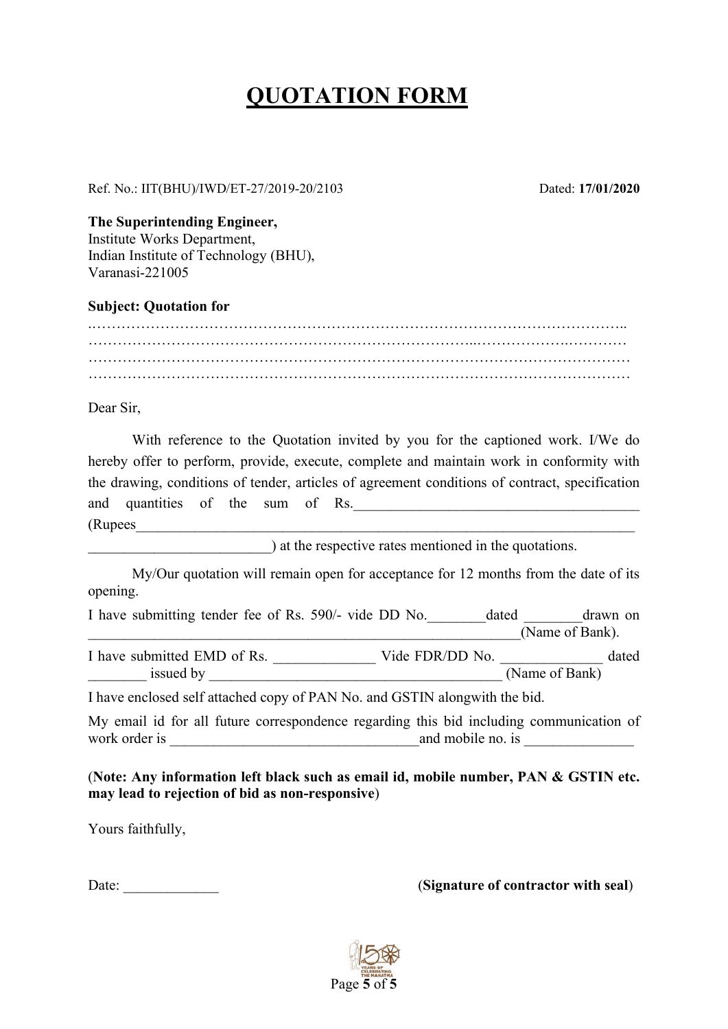# QUOTATION FORM

Ref. No.: IIT(BHU)/IWD/ET-27/2019-20/2103 Dated: **17/01/2020**

**The Superintending Engineer,**
Institute Works Department,
Indian Institute of Technology (BHU),
Varanasi-221005

**Subject: Quotation for**

.………………………………………………………………………………………………..
…………………………………………………………………...……………..…………
………………………………………………………………………………………………
………………………………………………………………………………………………

Dear Sir,

With reference to the Quotation invited by you for the captioned work. I/We do hereby offer to perform, provide, execute, complete and maintain work in conformity with the drawing, conditions of tender, articles of agreement conditions of contract, specification and quantities of the sum of Rs.______________________________________ (Rupees_____________________________________________________________________ ________________________) at the respective rates mentioned in the quotations.

My/Our quotation will remain open for acceptance for 12 months from the date of its opening.

I have submitting tender fee of Rs. 590/- vide DD No.________dated ________drawn on ________________________________________________________(Name of Bank).

I have submitted EMD of Rs. ______________ Vide FDR/DD No. ______________ dated ________ issued by ________________________________________ (Name of Bank)

I have enclosed self attached copy of PAN No. and GSTIN alongwith the bid.

My email id for all future correspondence regarding this bid including communication of work order is _________________________________and mobile no. is _______________

(**Note: Any information left black such as email id, mobile number, PAN & GSTIN etc. may lead to rejection of bid as non-responsive**)

Yours faithfully,

Date: _____________ (**Signature of contractor with seal**)